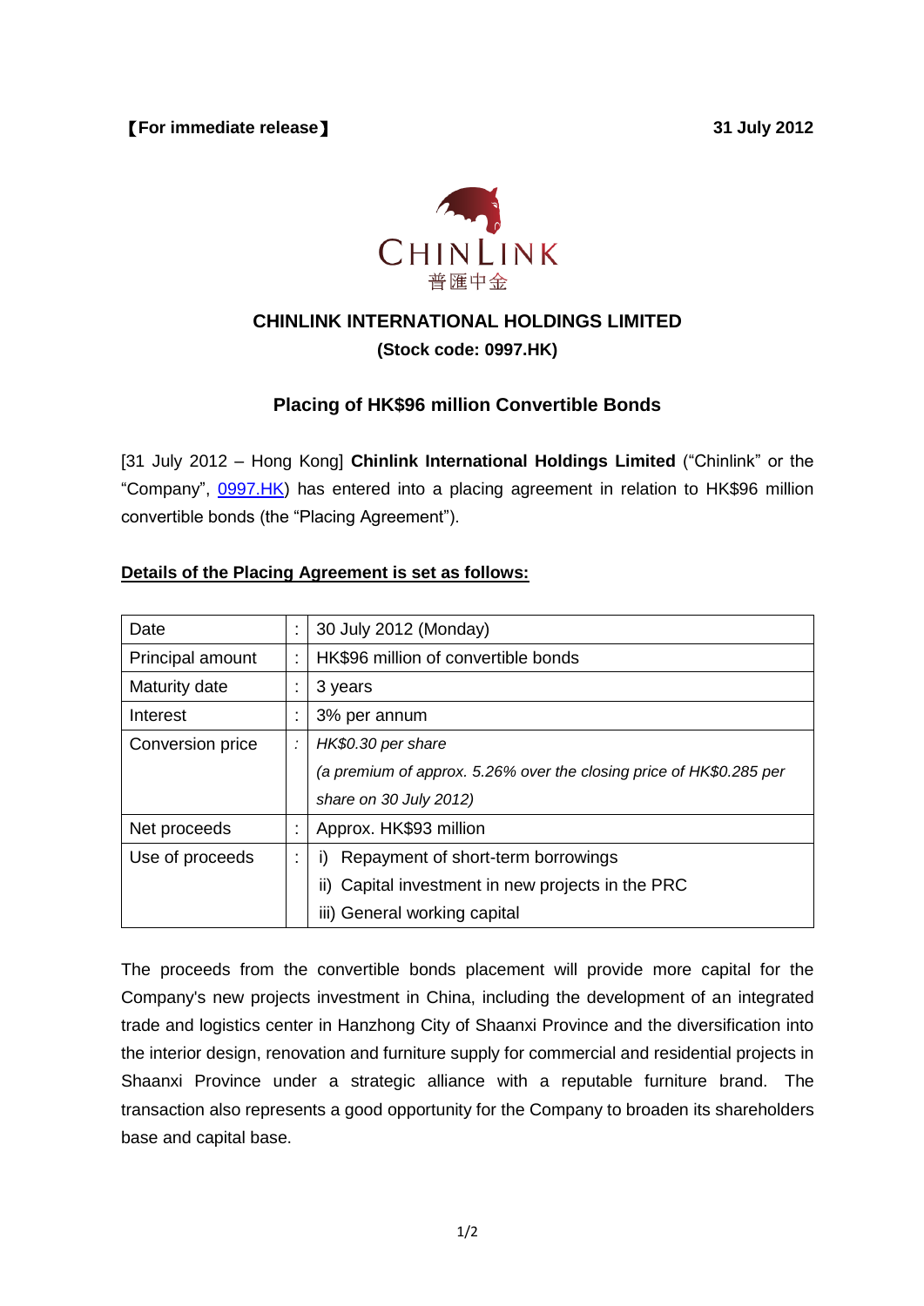【**For immediate release**】 **31 July 2012**

CHINLINK
普匯中金

## CHINLINK INTERNATIONAL HOLDINGS LIMITED

**(Stock code: 0997.HK)**

### Placing of HK$96 million Convertible Bonds

[31 July 2012 – Hong Kong] **Chinlink International Holdings Limited** ("Chinlink" or the "Company", 0997.HK) has entered into a placing agreement in relation to HK$96 million convertible bonds (the "Placing Agreement").

**Details of the Placing Agreement is set as follows:**

| | | |
|---|---|---|
| Date | : | 30 July 2012 (Monday) |
| Principal amount | : | HK$96 million of convertible bonds |
| Maturity date | : | 3 years |
| Interest | : | 3% per annum |
| Conversion price | : | *HK$0.30 per share* <br> *(a premium of approx. 5.26% over the closing price of HK$0.285 per share on 30 July 2012)* |
| Net proceeds | : | Approx. HK$93 million |
| Use of proceeds | : | i) Repayment of short-term borrowings <br> ii) Capital investment in new projects in the PRC <br> iii) General working capital |

The proceeds from the convertible bonds placement will provide more capital for the Company's new projects investment in China, including the development of an integrated trade and logistics center in Hanzhong City of Shaanxi Province and the diversification into the interior design, renovation and furniture supply for commercial and residential projects in Shaanxi Province under a strategic alliance with a reputable furniture brand. The transaction also represents a good opportunity for the Company to broaden its shareholders base and capital base.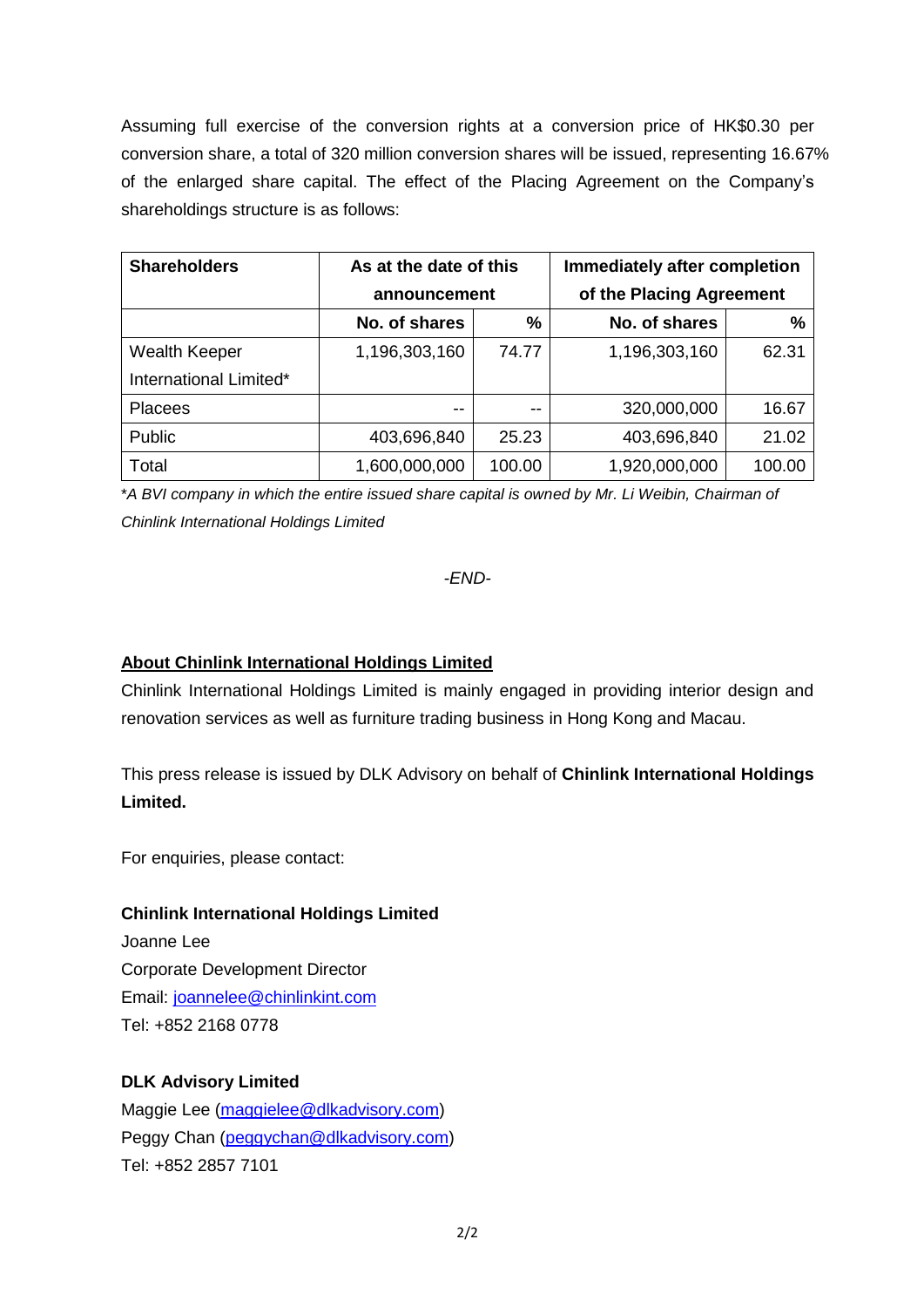Assuming full exercise of the conversion rights at a conversion price of HK$0.30 per conversion share, a total of 320 million conversion shares will be issued, representing 16.67% of the enlarged share capital. The effect of the Placing Agreement on the Company's shareholdings structure is as follows:

| **Shareholders** | **As at the date of this announcement** | | **Immediately after completion of the Placing Agreement** | |
|---|---|---|---|---|
| | **No. of shares** | **%** | **No. of shares** | **%** |
| Wealth Keeper International Limited* | 1,196,303,160 | 74.77 | 1,196,303,160 | 62.31 |
| Placees | -- | -- | 320,000,000 | 16.67 |
| Public | 403,696,840 | 25.23 | 403,696,840 | 21.02 |
| Total | 1,600,000,000 | 100.00 | 1,920,000,000 | 100.00 |

*\*A BVI company in which the entire issued share capital is owned by Mr. Li Weibin, Chairman of Chinlink International Holdings Limited*

*-END-*

**About Chinlink International Holdings Limited**

Chinlink International Holdings Limited is mainly engaged in providing interior design and renovation services as well as furniture trading business in Hong Kong and Macau.

This press release is issued by DLK Advisory on behalf of **Chinlink International Holdings Limited.**

For enquiries, please contact:

**Chinlink International Holdings Limited**
Joanne Lee
Corporate Development Director
Email: joannelee@chinlinkint.com
Tel: +852 2168 0778

**DLK Advisory Limited**
Maggie Lee (maggielee@dlkadvisory.com)
Peggy Chan (peggychan@dlkadvisory.com)
Tel: +852 2857 7101